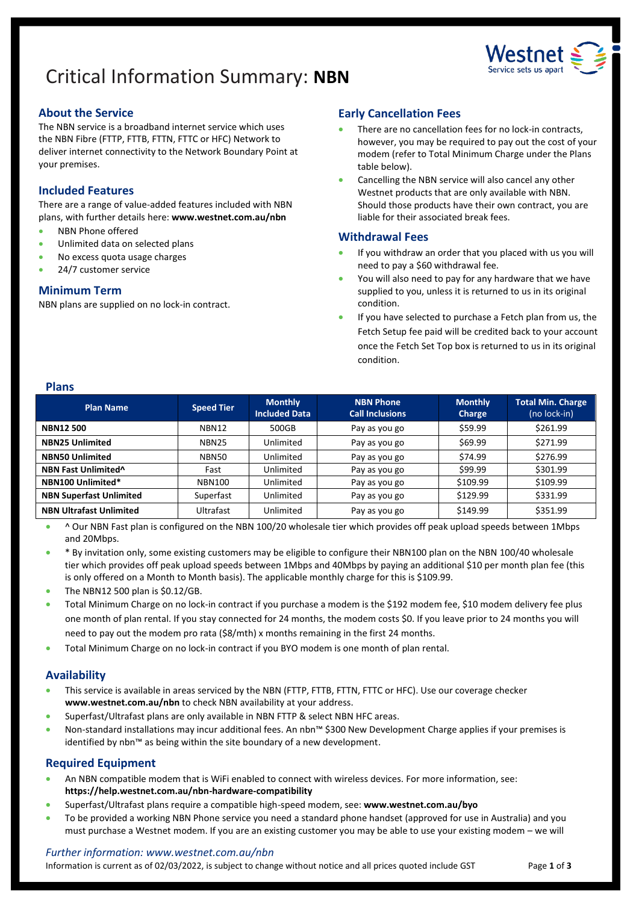# Critical Information Summary: **NBN**

## About the Service

The NBN service is a broadband internet service which uses the NBN Fibre (FTTP, FTTB, FTTN, FTTC or HFC) Network to deliver internet connectivity to the Network Boundary Point at your premises.

## Included Features

There are a range of value-added features included with NBN plans, with further details here: **www.westnet.com.au/nbn**

- NBN Phone offered
- Unlimited data on selected plans
- No excess quota usage charges
- 24/7 customer service

## Minimum Term

NBN plans are supplied on no lock-in contract.

## Early Cancellation Fees

- There are no cancellation fees for no lock-in contracts, however, you may be required to pay out the cost of your modem (refer to Total Minimum Charge under the Plans table below).
- Cancelling the NBN service will also cancel any other Westnet products that are only available with NBN. Should those products have their own contract, you are liable for their associated break fees.

## Withdrawal Fees

- If you withdraw an order that you placed with us you will need to pay a $60 withdrawal fee.
- You will also need to pay for any hardware that we have supplied to you, unless it is returned to us in its original condition.
- If you have selected to purchase a Fetch plan from us, the Fetch Setup fee paid will be credited back to your account once the Fetch Set Top box is returned to us in its original condition.

## Plans

| Plan Name | Speed Tier | Monthly Included Data | NBN Phone Call Inclusions | Monthly Charge | Total Min. Charge (no lock-in) |
|---|---|---|---|---|---|
| **NBN12 500** | NBN12 | 500GB | Pay as you go | $59.99 | $261.99 |
| **NBN25 Unlimited** | NBN25 | Unlimited | Pay as you go | $69.99 | $271.99 |
| **NBN50 Unlimited** | NBN50 | Unlimited | Pay as you go | $74.99 | $276.99 |
| **NBN Fast Unlimited^** | Fast | Unlimited | Pay as you go | $99.99 | $301.99 |
| **NBN100 Unlimited*** | NBN100 | Unlimited | Pay as you go | $109.99 | $109.99 |
| **NBN Superfast Unlimited** | Superfast | Unlimited | Pay as you go | $129.99 | $331.99 |
| **NBN Ultrafast Unlimited** | Ultrafast | Unlimited | Pay as you go | $149.99 | $351.99 |

- ^ Our NBN Fast plan is configured on the NBN 100/20 wholesale tier which provides off peak upload speeds between 1Mbps and 20Mbps.
- * By invitation only, some existing customers may be eligible to configure their NBN100 plan on the NBN 100/40 wholesale tier which provides off peak upload speeds between 1Mbps and 40Mbps by paying an additional $10 per month plan fee (this is only offered on a Month to Month basis). The applicable monthly charge for this is $109.99.
- The NBN12 500 plan is $0.12/GB.
- Total Minimum Charge on no lock-in contract if you purchase a modem is the $192 modem fee, $10 modem delivery fee plus one month of plan rental. If you stay connected for 24 months, the modem costs $0. If you leave prior to 24 months you will need to pay out the modem pro rata ($8/mth) x months remaining in the first 24 months.
- Total Minimum Charge on no lock-in contract if you BYO modem is one month of plan rental.

## Availability

- This service is available in areas serviced by the NBN (FTTP, FTTB, FTTN, FTTC or HFC). Use our coverage checker **www.westnet.com.au/nbn** to check NBN availability at your address.
- Superfast/Ultrafast plans are only available in NBN FTTP & select NBN HFC areas.
- Non-standard installations may incur additional fees. An nbn™ $300 New Development Charge applies if your premises is identified by nbn™ as being within the site boundary of a new development.

## Required Equipment

- An NBN compatible modem that is WiFi enabled to connect with wireless devices. For more information, see: **https://help.westnet.com.au/nbn-hardware-compatibility**
- Superfast/Ultrafast plans require a compatible high-speed modem, see: **www.westnet.com.au/byo**
- To be provided a working NBN Phone service you need a standard phone handset (approved for use in Australia) and you must purchase a Westnet modem. If you are an existing customer you may be able to use your existing modem – we will

*Further information: www.westnet.com.au/nbn*

Information is current as of 02/03/2022, is subject to change without notice and all prices quoted include GST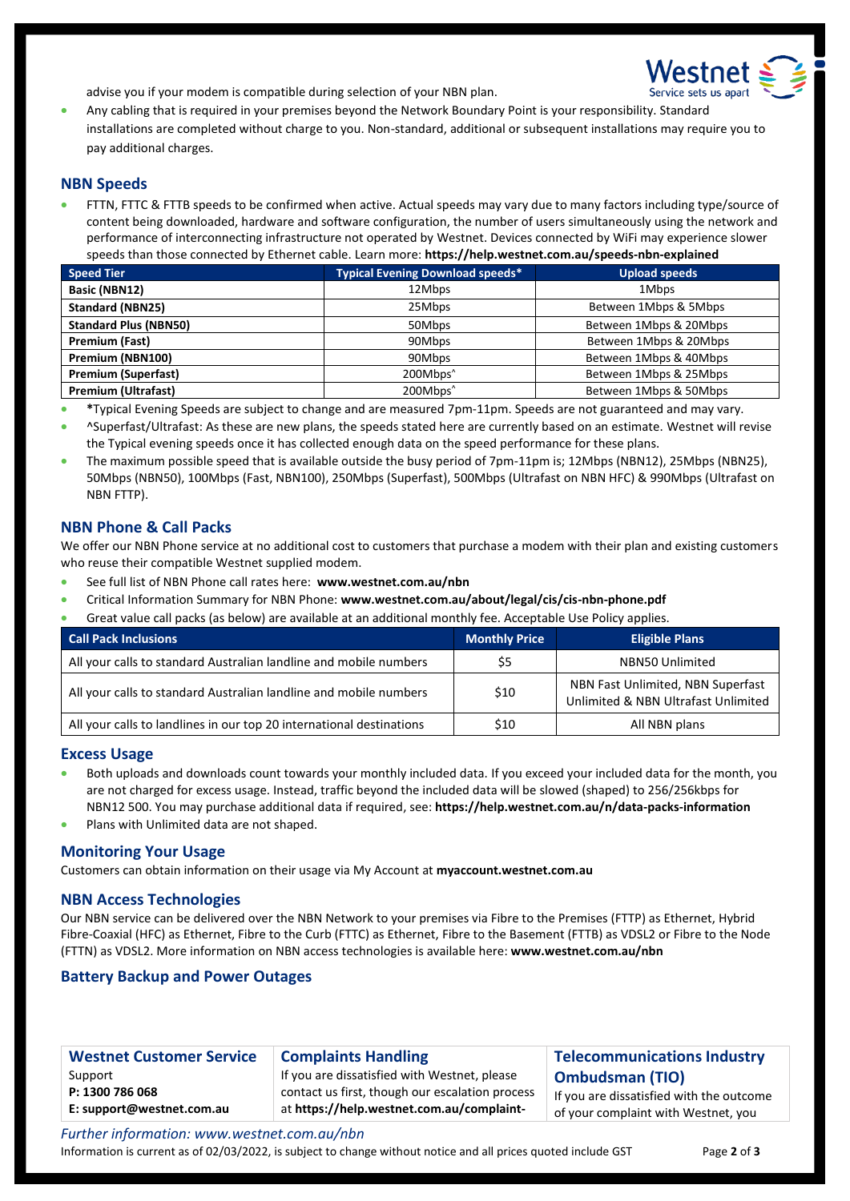advise you if your modem is compatible during selection of your NBN plan.

- Any cabling that is required in your premises beyond the Network Boundary Point is your responsibility. Standard installations are completed without charge to you. Non-standard, additional or subsequent installations may require you to pay additional charges.

## NBN Speeds

- FTTN, FTTC & FTTB speeds to be confirmed when active. Actual speeds may vary due to many factors including type/source of content being downloaded, hardware and software configuration, the number of users simultaneously using the network and performance of interconnecting infrastructure not operated by Westnet. Devices connected by WiFi may experience slower speeds than those connected by Ethernet cable. Learn more: **https://help.westnet.com.au/speeds-nbn-explained**

| Speed Tier | Typical Evening Download speeds* | Upload speeds |
|---|---|---|
| **Basic (NBN12)** | 12Mbps | 1Mbps |
| **Standard (NBN25)** | 25Mbps | Between 1Mbps & 5Mbps |
| **Standard Plus (NBN50)** | 50Mbps | Between 1Mbps & 20Mbps |
| **Premium (Fast)** | 90Mbps | Between 1Mbps & 20Mbps |
| **Premium (NBN100)** | 90Mbps | Between 1Mbps & 40Mbps |
| **Premium (Superfast)** | 200Mbps^ | Between 1Mbps & 25Mbps |
| **Premium (Ultrafast)** | 200Mbps^ | Between 1Mbps & 50Mbps |

- **\***Typical Evening Speeds are subject to change and are measured 7pm-11pm. Speeds are not guaranteed and may vary.
- ^Superfast/Ultrafast: As these are new plans, the speeds stated here are currently based on an estimate. Westnet will revise the Typical evening speeds once it has collected enough data on the speed performance for these plans.
- The maximum possible speed that is available outside the busy period of 7pm-11pm is; 12Mbps (NBN12), 25Mbps (NBN25), 50Mbps (NBN50), 100Mbps (Fast, NBN100), 250Mbps (Superfast), 500Mbps (Ultrafast on NBN HFC) & 990Mbps (Ultrafast on NBN FTTP).

## NBN Phone & Call Packs

We offer our NBN Phone service at no additional cost to customers that purchase a modem with their plan and existing customers who reuse their compatible Westnet supplied modem.

- See full list of NBN Phone call rates here: **www.westnet.com.au/nbn**
- Critical Information Summary for NBN Phone: **www.westnet.com.au/about/legal/cis/cis-nbn-phone.pdf**
- Great value call packs (as below) are available at an additional monthly fee. Acceptable Use Policy applies.

| Call Pack Inclusions | Monthly Price | Eligible Plans |
|---|---|---|
| All your calls to standard Australian landline and mobile numbers | $5 | NBN50 Unlimited |
| All your calls to standard Australian landline and mobile numbers | $10 | NBN Fast Unlimited, NBN Superfast Unlimited & NBN Ultrafast Unlimited |
| All your calls to landlines in our top 20 international destinations | $10 | All NBN plans |

## Excess Usage

- Both uploads and downloads count towards your monthly included data. If you exceed your included data for the month, you are not charged for excess usage. Instead, traffic beyond the included data will be slowed (shaped) to 256/256kbps for NBN12 500. You may purchase additional data if required, see: **https://help.westnet.com.au/n/data-packs-information**
- Plans with Unlimited data are not shaped.

## Monitoring Your Usage

Customers can obtain information on their usage via My Account at **myaccount.westnet.com.au**

## NBN Access Technologies

Our NBN service can be delivered over the NBN Network to your premises via Fibre to the Premises (FTTP) as Ethernet, Hybrid Fibre-Coaxial (HFC) as Ethernet, Fibre to the Curb (FTTC) as Ethernet, Fibre to the Basement (FTTB) as VDSL2 or Fibre to the Node (FTTN) as VDSL2. More information on NBN access technologies is available here: **www.westnet.com.au/nbn**

## Battery Backup and Power Outages

### Westnet Customer Service

Support
**P: 1300 786 068**
**E: support@westnet.com.au**

### Complaints Handling

If you are dissatisfied with Westnet, please contact us first, though our escalation process at **https://help.westnet.com.au/complaint-**

### Telecommunications Industry Ombudsman (TIO)

If you are dissatisfied with the outcome of your complaint with Westnet, you

*Further information: www.westnet.com.au/nbn*

Information is current as of 02/03/2022, is subject to change without notice and all prices quoted include GST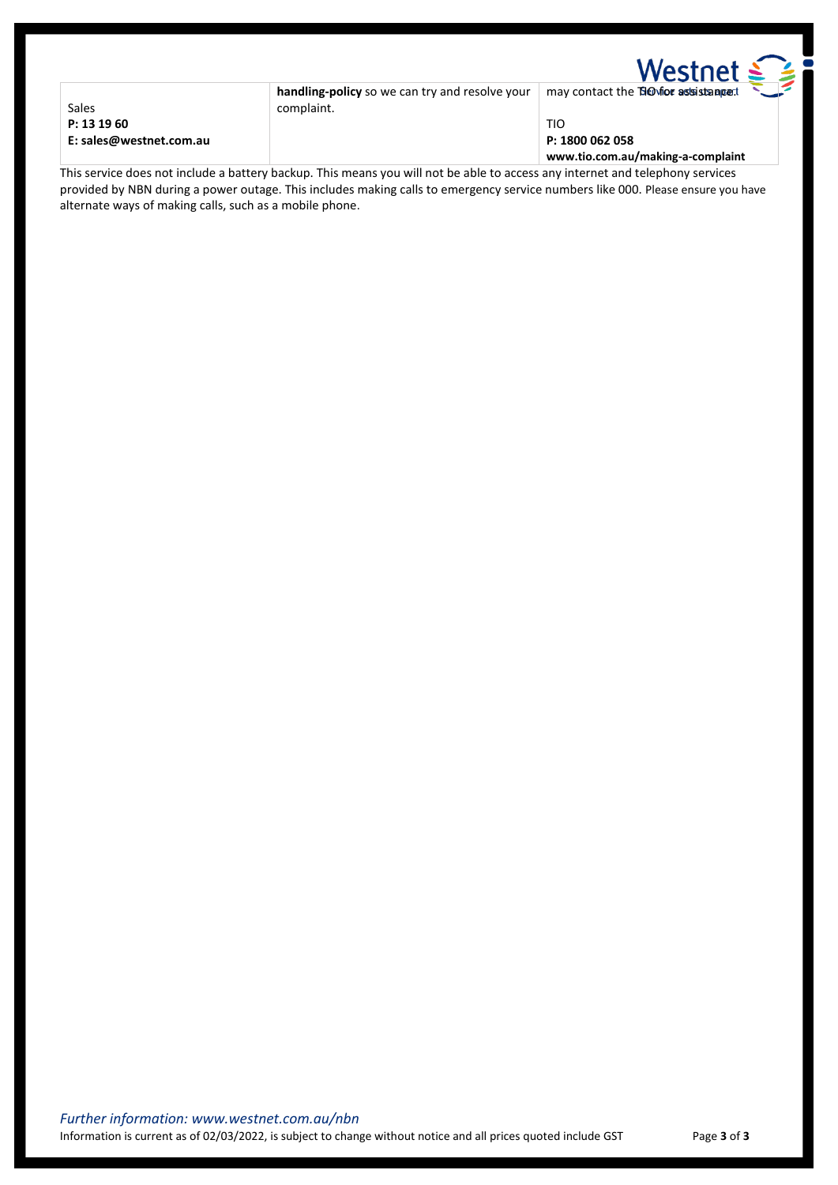| | | |
|---|---|---|
| Sales<br>**P: 13 19 60**<br>**E: sales@westnet.com.au** | **handling-policy** so we can try and resolve your complaint. | may contact the TIO for assistance.<br><br>TIO<br>**P: 1800 062 058**<br>**www.tio.com.au/making-a-complaint** |

This service does not include a battery backup. This means you will not be able to access any internet and telephony services provided by NBN during a power outage. This includes making calls to emergency service numbers like 000. Please ensure you have alternate ways of making calls, such as a mobile phone.

*Further information: www.westnet.com.au/nbn*

Information is current as of 02/03/2022, is subject to change without notice and all prices quoted include GST